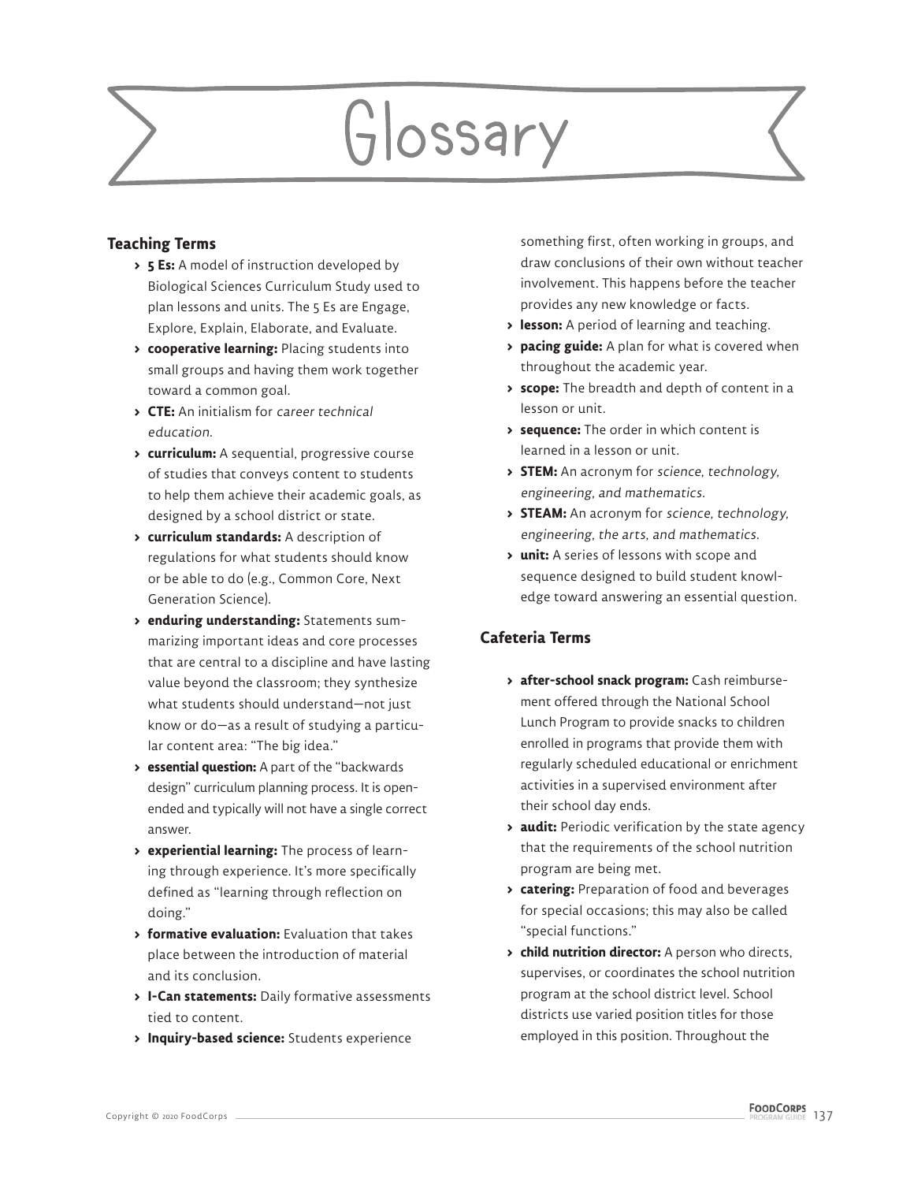# Glossary

## Teaching Terms

- **5 Es:** A model of instruction developed by Biological Sciences Curriculum Study used to plan lessons and units. The 5 Es are Engage, Explore, Explain, Elaborate, and Evaluate.
- **cooperative learning:** Placing students into small groups and having them work together toward a common goal.
- **CTE:** An initialism for *career technical education.*
- **curriculum:** A sequential, progressive course of studies that conveys content to students to help them achieve their academic goals, as designed by a school district or state.
- **curriculum standards:** A description of regulations for what students should know or be able to do (e.g., Common Core, Next Generation Science).
- **enduring understanding:** Statements summarizing important ideas and core processes that are central to a discipline and have lasting value beyond the classroom; they synthesize what students should understand—not just know or do—as a result of studying a particular content area: "The big idea."
- **essential question:** A part of the "backwards design" curriculum planning process. It is open-ended and typically will not have a single correct answer.
- **experiential learning:** The process of learning through experience. It's more specifically defined as "learning through reflection on doing."
- **formative evaluation:** Evaluation that takes place between the introduction of material and its conclusion.
- **I-Can statements:** Daily formative assessments tied to content.
- **Inquiry-based science:** Students experience something first, often working in groups, and draw conclusions of their own without teacher involvement. This happens before the teacher provides any new knowledge or facts.
- **lesson:** A period of learning and teaching.
- **pacing guide:** A plan for what is covered when throughout the academic year.
- **scope:** The breadth and depth of content in a lesson or unit.
- **sequence:** The order in which content is learned in a lesson or unit.
- **STEM:** An acronym for *science, technology, engineering, and mathematics.*
- **STEAM:** An acronym for *science, technology, engineering, the arts, and mathematics.*
- **unit:** A series of lessons with scope and sequence designed to build student knowledge toward answering an essential question.

## Cafeteria Terms

- **after-school snack program:** Cash reimbursement offered through the National School Lunch Program to provide snacks to children enrolled in programs that provide them with regularly scheduled educational or enrichment activities in a supervised environment after their school day ends.
- **audit:** Periodic verification by the state agency that the requirements of the school nutrition program are being met.
- **catering:** Preparation of food and beverages for special occasions; this may also be called "special functions."
- **child nutrition director:** A person who directs, supervises, or coordinates the school nutrition program at the school district level. School districts use varied position titles for those employed in this position. Throughout the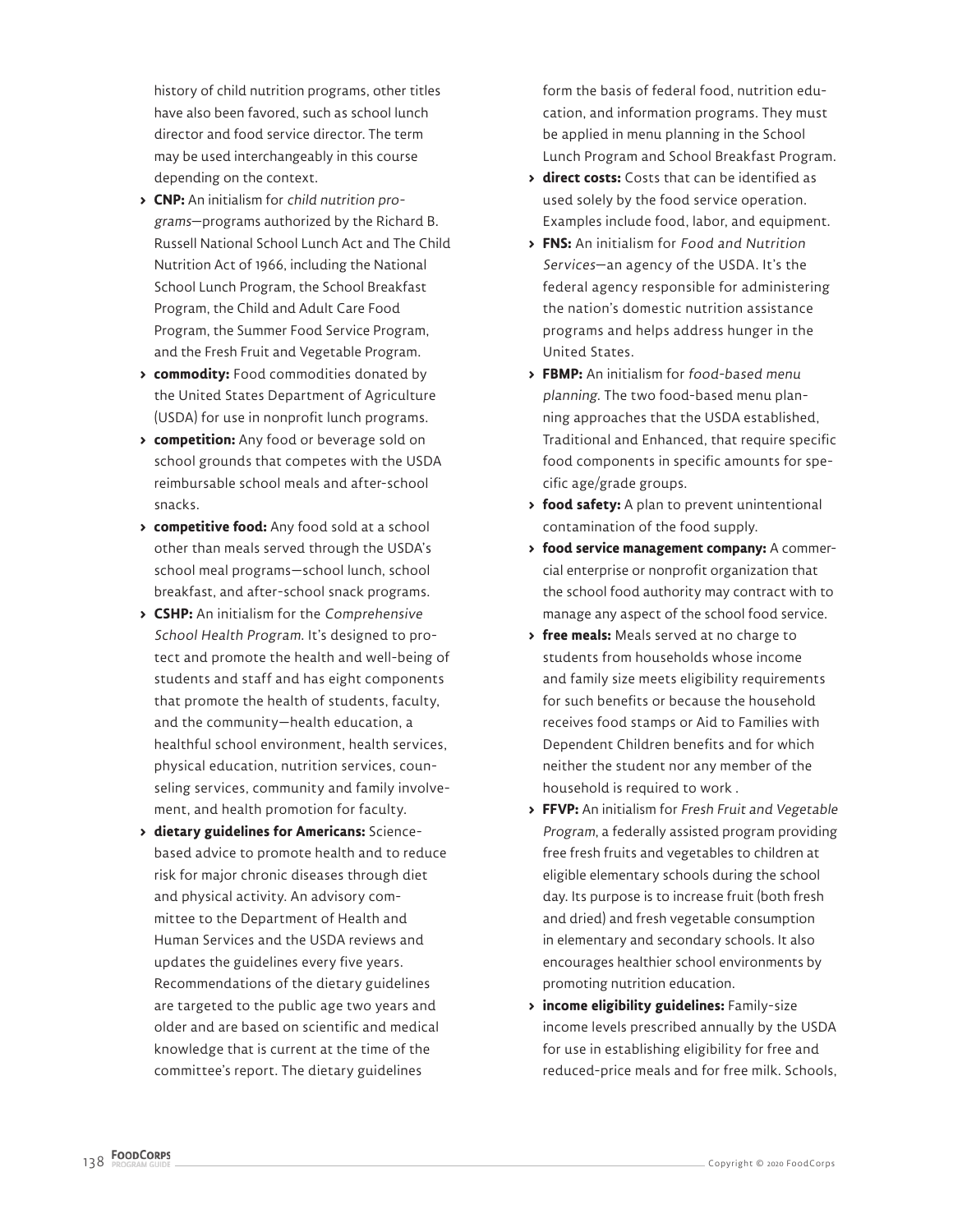history of child nutrition programs, other titles have also been favored, such as school lunch director and food service director. The term may be used interchangeably in this course depending on the context.

- **CNP:** An initialism for *child nutrition programs*—programs authorized by the Richard B. Russell National School Lunch Act and The Child Nutrition Act of 1966, including the National School Lunch Program, the School Breakfast Program, the Child and Adult Care Food Program, the Summer Food Service Program, and the Fresh Fruit and Vegetable Program.
- **commodity:** Food commodities donated by the United States Department of Agriculture (USDA) for use in nonprofit lunch programs.
- **competition:** Any food or beverage sold on school grounds that competes with the USDA reimbursable school meals and after-school snacks.
- **competitive food:** Any food sold at a school other than meals served through the USDA's school meal programs—school lunch, school breakfast, and after-school snack programs.
- **CSHP:** An initialism for the *Comprehensive School Health Program*. It's designed to protect and promote the health and well-being of students and staff and has eight components that promote the health of students, faculty, and the community—health education, a healthful school environment, health services, physical education, nutrition services, counseling services, community and family involvement, and health promotion for faculty.
- **dietary guidelines for Americans:** Science-based advice to promote health and to reduce risk for major chronic diseases through diet and physical activity. An advisory committee to the Department of Health and Human Services and the USDA reviews and updates the guidelines every five years. Recommendations of the dietary guidelines are targeted to the public age two years and older and are based on scientific and medical knowledge that is current at the time of the committee's report. The dietary guidelines form the basis of federal food, nutrition education, and information programs. They must be applied in menu planning in the School Lunch Program and School Breakfast Program.
- **direct costs:** Costs that can be identified as used solely by the food service operation. Examples include food, labor, and equipment.
- **FNS:** An initialism for *Food and Nutrition Services*—an agency of the USDA. It's the federal agency responsible for administering the nation's domestic nutrition assistance programs and helps address hunger in the United States.
- **FBMP:** An initialism for *food-based menu planning*. The two food-based menu planning approaches that the USDA established, Traditional and Enhanced, that require specific food components in specific amounts for specific age/grade groups.
- **food safety:** A plan to prevent unintentional contamination of the food supply.
- **food service management company:** A commercial enterprise or nonprofit organization that the school food authority may contract with to manage any aspect of the school food service.
- **free meals:** Meals served at no charge to students from households whose income and family size meets eligibility requirements for such benefits or because the household receives food stamps or Aid to Families with Dependent Children benefits and for which neither the student nor any member of the household is required to work .
- **FFVP:** An initialism for *Fresh Fruit and Vegetable Program*, a federally assisted program providing free fresh fruits and vegetables to children at eligible elementary schools during the school day. Its purpose is to increase fruit (both fresh and dried) and fresh vegetable consumption in elementary and secondary schools. It also encourages healthier school environments by promoting nutrition education.
- **income eligibility guidelines:** Family-size income levels prescribed annually by the USDA for use in establishing eligibility for free and reduced-price meals and for free milk. Schools,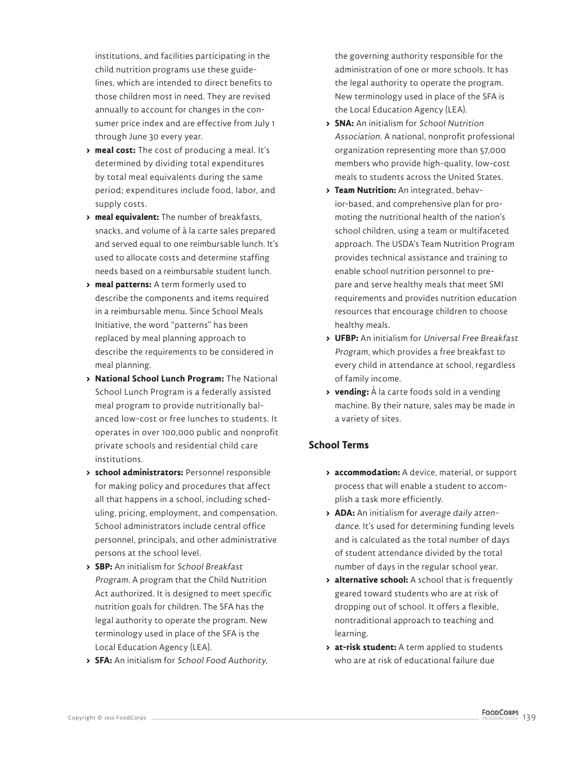institutions, and facilities participating in the child nutrition programs use these guidelines, which are intended to direct benefits to those children most in need. They are revised annually to account for changes in the consumer price index and are effective from July 1 through June 30 every year.

- **meal cost:** The cost of producing a meal. It's determined by dividing total expenditures by total meal equivalents during the same period; expenditures include food, labor, and supply costs.
- **meal equivalent:** The number of breakfasts, snacks, and volume of à la carte sales prepared and served equal to one reimbursable lunch. It's used to allocate costs and determine staffing needs based on a reimbursable student lunch.
- **meal patterns:** A term formerly used to describe the components and items required in a reimbursable menu. Since School Meals Initiative, the word "patterns" has been replaced by meal planning approach to describe the requirements to be considered in meal planning.
- **National School Lunch Program:** The National School Lunch Program is a federally assisted meal program to provide nutritionally balanced low-cost or free lunches to students. It operates in over 100,000 public and nonprofit private schools and residential child care institutions.
- **school administrators:** Personnel responsible for making policy and procedures that affect all that happens in a school, including scheduling, pricing, employment, and compensation. School administrators include central office personnel, principals, and other administrative persons at the school level.
- **SBP:** An initialism for *School Breakfast Program*. A program that the Child Nutrition Act authorized. It is designed to meet specific nutrition goals for children. The SFA has the legal authority to operate the program. New terminology used in place of the SFA is the Local Education Agency (LEA).
- **SFA:** An initialism for *School Food Authority*, the governing authority responsible for the administration of one or more schools. It has the legal authority to operate the program. New terminology used in place of the SFA is the Local Education Agency (LEA).
- **SNA:** An initialism for *School Nutrition Association*. A national, nonprofit professional organization representing more than 57,000 members who provide high-quality, low-cost meals to students across the United States.
- **Team Nutrition:** An integrated, behavior-based, and comprehensive plan for promoting the nutritional health of the nation's school children, using a team or multifaceted approach. The USDA's Team Nutrition Program provides technical assistance and training to enable school nutrition personnel to prepare and serve healthy meals that meet SMI requirements and provides nutrition education resources that encourage children to choose healthy meals.
- **UFBP:** An initialism for *Universal Free Breakfast Program*, which provides a free breakfast to every child in attendance at school, regardless of family income.
- **vending:** À la carte foods sold in a vending machine. By their nature, sales may be made in a variety of sites.

## School Terms

- **accommodation:** A device, material, or support process that will enable a student to accomplish a task more efficiently.
- **ADA:** An initialism for *average daily attendance*. It's used for determining funding levels and is calculated as the total number of days of student attendance divided by the total number of days in the regular school year.
- **alternative school:** A school that is frequently geared toward students who are at risk of dropping out of school. It offers a flexible, nontraditional approach to teaching and learning.
- **at-risk student:** A term applied to students who are at risk of educational failure due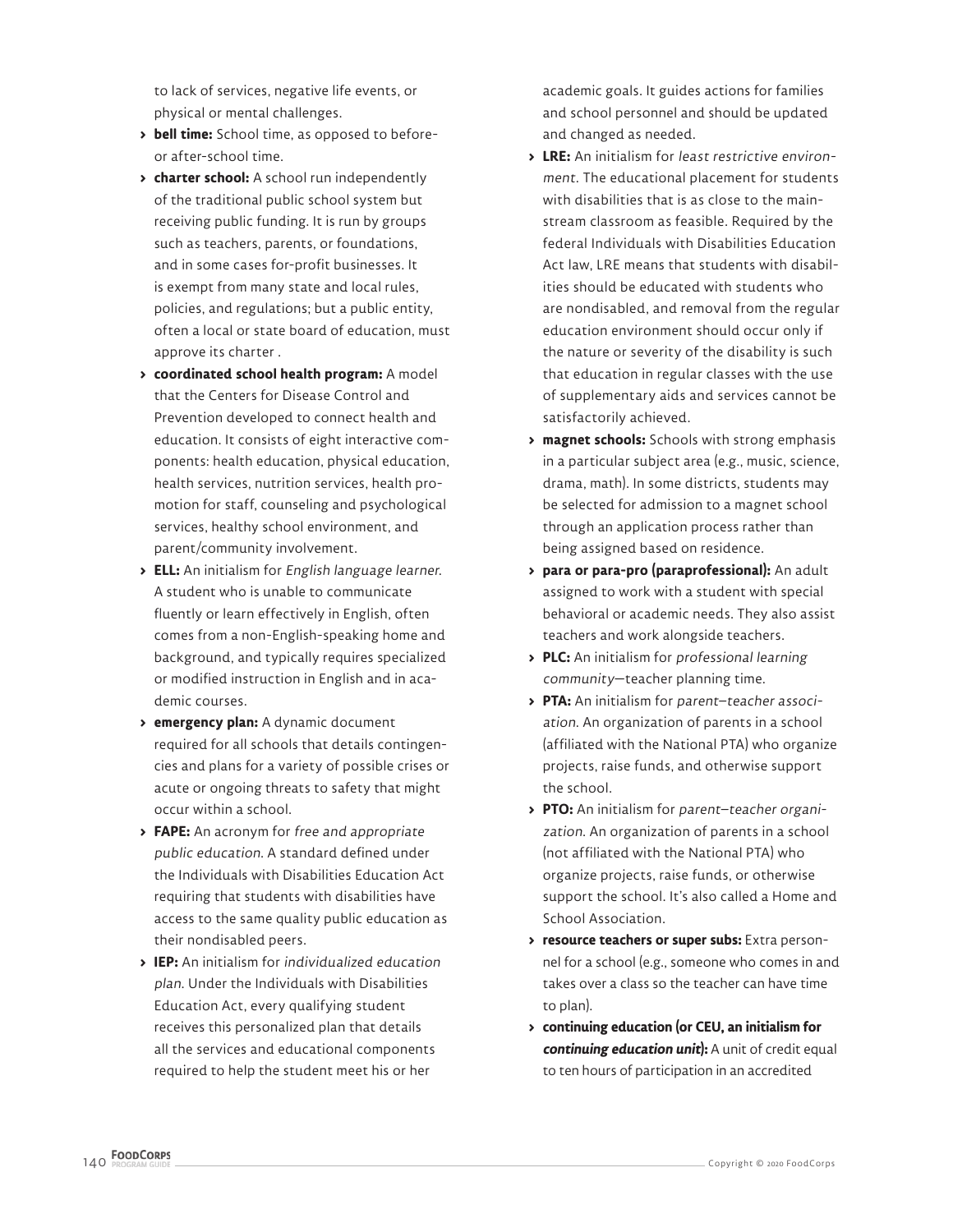to lack of services, negative life events, or physical or mental challenges.

- **bell time:** School time, as opposed to before- or after-school time.
- **charter school:** A school run independently of the traditional public school system but receiving public funding. It is run by groups such as teachers, parents, or foundations, and in some cases for-profit businesses. It is exempt from many state and local rules, policies, and regulations; but a public entity, often a local or state board of education, must approve its charter .
- **coordinated school health program:** A model that the Centers for Disease Control and Prevention developed to connect health and education. It consists of eight interactive components: health education, physical education, health services, nutrition services, health promotion for staff, counseling and psychological services, healthy school environment, and parent/community involvement.
- **ELL:** An initialism for *English language learner*. A student who is unable to communicate fluently or learn effectively in English, often comes from a non-English-speaking home and background, and typically requires specialized or modified instruction in English and in academic courses.
- **emergency plan:** A dynamic document required for all schools that details contingencies and plans for a variety of possible crises or acute or ongoing threats to safety that might occur within a school.
- **FAPE:** An acronym for *free and appropriate public education*. A standard defined under the Individuals with Disabilities Education Act requiring that students with disabilities have access to the same quality public education as their nondisabled peers.
- **IEP:** An initialism for *individualized education plan*. Under the Individuals with Disabilities Education Act, every qualifying student receives this personalized plan that details all the services and educational components required to help the student meet his or her academic goals. It guides actions for families and school personnel and should be updated and changed as needed.
- **LRE:** An initialism for *least restrictive environment*. The educational placement for students with disabilities that is as close to the mainstream classroom as feasible. Required by the federal Individuals with Disabilities Education Act law, LRE means that students with disabilities should be educated with students who are nondisabled, and removal from the regular education environment should occur only if the nature or severity of the disability is such that education in regular classes with the use of supplementary aids and services cannot be satisfactorily achieved.
- **magnet schools:** Schools with strong emphasis in a particular subject area (e.g., music, science, drama, math). In some districts, students may be selected for admission to a magnet school through an application process rather than being assigned based on residence.
- **para or para-pro (paraprofessional):** An adult assigned to work with a student with special behavioral or academic needs. They also assist teachers and work alongside teachers.
- **PLC:** An initialism for *professional learning community*—teacher planning time.
- **PTA:** An initialism for *parent–teacher association*. An organization of parents in a school (affiliated with the National PTA) who organize projects, raise funds, and otherwise support the school.
- **PTO:** An initialism for *parent–teacher organization*. An organization of parents in a school (not affiliated with the National PTA) who organize projects, raise funds, or otherwise support the school. It's also called a Home and School Association.
- **resource teachers or super subs:** Extra personnel for a school (e.g., someone who comes in and takes over a class so the teacher can have time to plan).
- **continuing education (or CEU, an initialism for *continuing education unit*):** A unit of credit equal to ten hours of participation in an accredited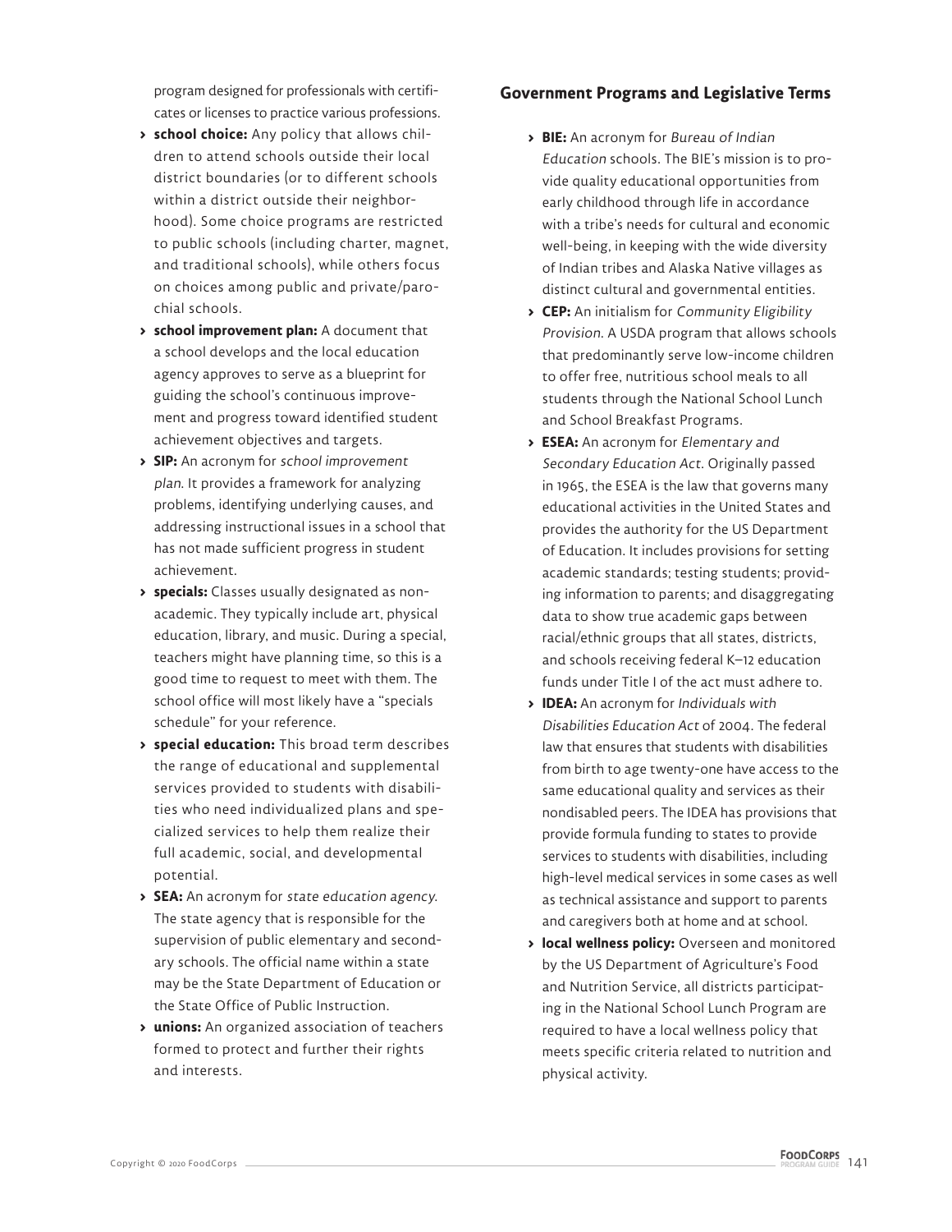program designed for professionals with certificates or licenses to practice various professions.

- **school choice:** Any policy that allows children to attend schools outside their local district boundaries (or to different schools within a district outside their neighborhood). Some choice programs are restricted to public schools (including charter, magnet, and traditional schools), while others focus on choices among public and private/parochial schools.
- **school improvement plan:** A document that a school develops and the local education agency approves to serve as a blueprint for guiding the school's continuous improvement and progress toward identified student achievement objectives and targets.
- **SIP:** An acronym for *school improvement plan*. It provides a framework for analyzing problems, identifying underlying causes, and addressing instructional issues in a school that has not made sufficient progress in student achievement.
- **specials:** Classes usually designated as nonacademic. They typically include art, physical education, library, and music. During a special, teachers might have planning time, so this is a good time to request to meet with them. The school office will most likely have a "specials schedule" for your reference.
- **special education:** This broad term describes the range of educational and supplemental services provided to students with disabilities who need individualized plans and specialized services to help them realize their full academic, social, and developmental potential.
- **SEA:** An acronym for *state education agency*. The state agency that is responsible for the supervision of public elementary and secondary schools. The official name within a state may be the State Department of Education or the State Office of Public Instruction.
- **unions:** An organized association of teachers formed to protect and further their rights and interests.

## Government Programs and Legislative Terms

- **BIE:** An acronym for *Bureau of Indian Education* schools. The BIE's mission is to provide quality educational opportunities from early childhood through life in accordance with a tribe's needs for cultural and economic well-being, in keeping with the wide diversity of Indian tribes and Alaska Native villages as distinct cultural and governmental entities.
- **CEP:** An initialism for *Community Eligibility Provision*. A USDA program that allows schools that predominantly serve low-income children to offer free, nutritious school meals to all students through the National School Lunch and School Breakfast Programs.
- **ESEA:** An acronym for *Elementary and Secondary Education Act*. Originally passed in 1965, the ESEA is the law that governs many educational activities in the United States and provides the authority for the US Department of Education. It includes provisions for setting academic standards; testing students; providing information to parents; and disaggregating data to show true academic gaps between racial/ethnic groups that all states, districts, and schools receiving federal K–12 education funds under Title I of the act must adhere to.
- **IDEA:** An acronym for *Individuals with Disabilities Education Act* of 2004. The federal law that ensures that students with disabilities from birth to age twenty-one have access to the same educational quality and services as their nondisabled peers. The IDEA has provisions that provide formula funding to states to provide services to students with disabilities, including high-level medical services in some cases as well as technical assistance and support to parents and caregivers both at home and at school.
- **local wellness policy:** Overseen and monitored by the US Department of Agriculture's Food and Nutrition Service, all districts participating in the National School Lunch Program are required to have a local wellness policy that meets specific criteria related to nutrition and physical activity.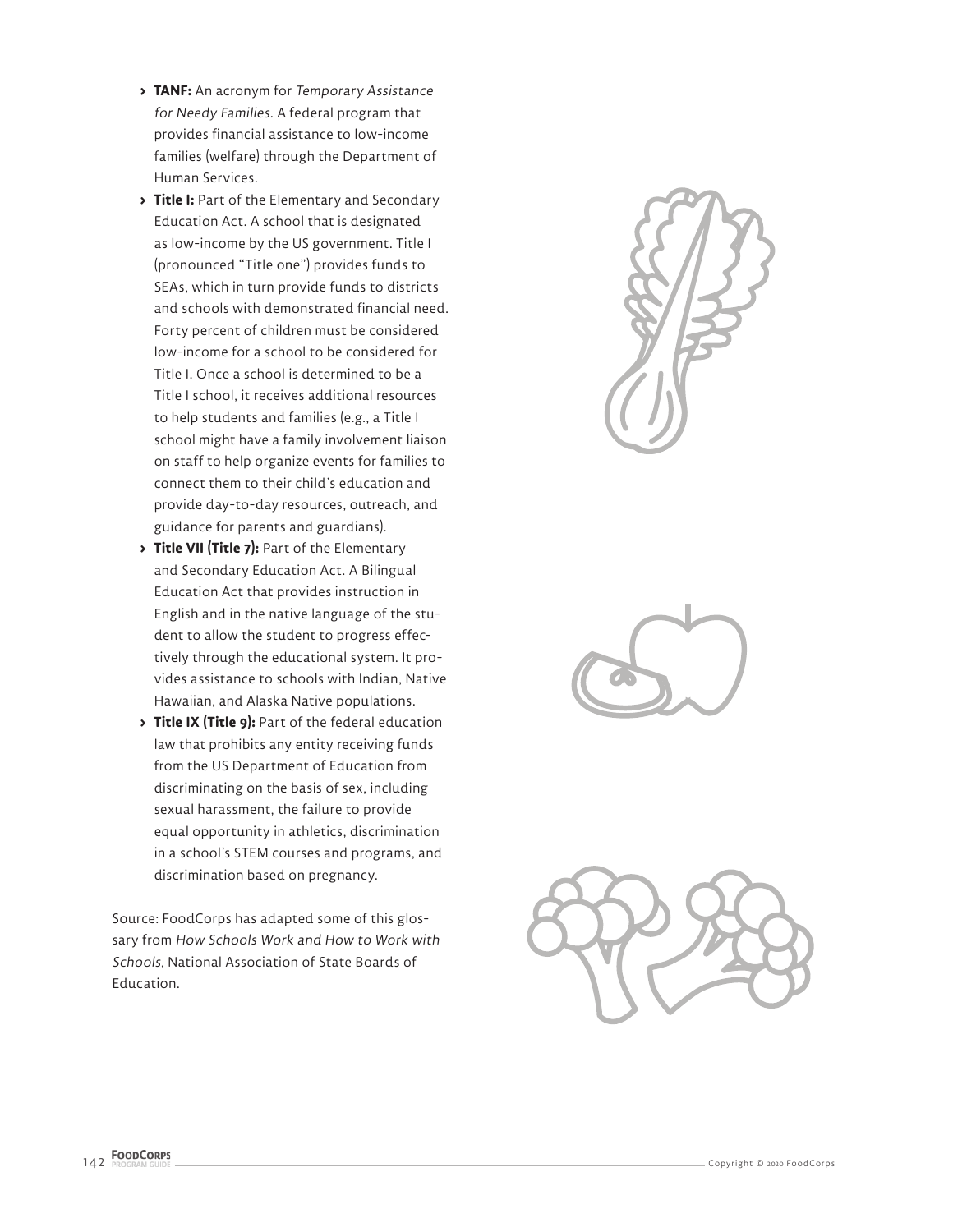- **TANF:** An acronym for *Temporary Assistance for Needy Families*. A federal program that provides financial assistance to low-income families (welfare) through the Department of Human Services.
- **Title I:** Part of the Elementary and Secondary Education Act. A school that is designated as low-income by the US government. Title I (pronounced "Title one") provides funds to SEAs, which in turn provide funds to districts and schools with demonstrated financial need. Forty percent of children must be considered low-income for a school to be considered for Title I. Once a school is determined to be a Title I school, it receives additional resources to help students and families (e.g., a Title I school might have a family involvement liaison on staff to help organize events for families to connect them to their child's education and provide day-to-day resources, outreach, and guidance for parents and guardians).
- **Title VII (Title 7):** Part of the Elementary and Secondary Education Act. A Bilingual Education Act that provides instruction in English and in the native language of the student to allow the student to progress effectively through the educational system. It provides assistance to schools with Indian, Native Hawaiian, and Alaska Native populations.
- **Title IX (Title 9):** Part of the federal education law that prohibits any entity receiving funds from the US Department of Education from discriminating on the basis of sex, including sexual harassment, the failure to provide equal opportunity in athletics, discrimination in a school's STEM courses and programs, and discrimination based on pregnancy.

Source: FoodCorps has adapted some of this glossary from *How Schools Work and How to Work with Schools*, National Association of State Boards of Education.